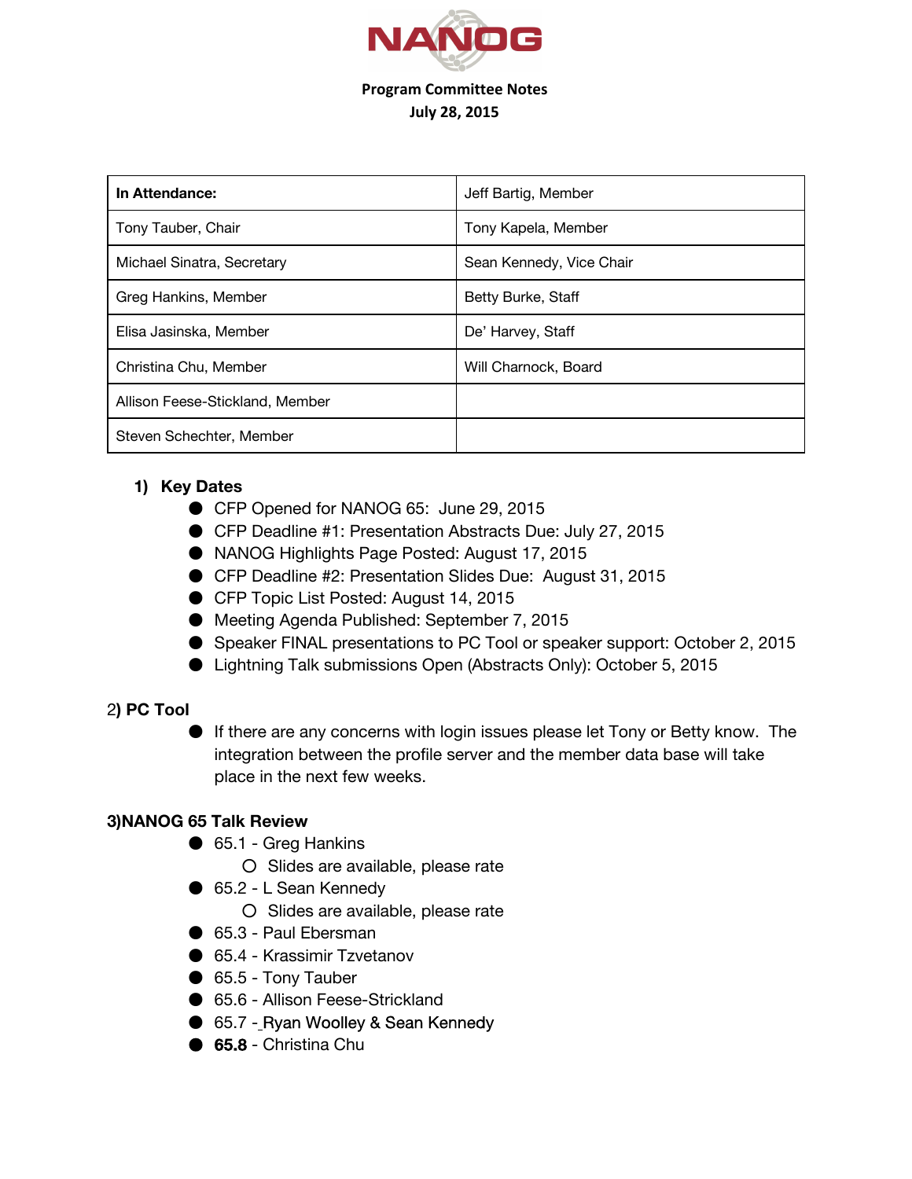# NANOG

**Program Committee Notes**
**July 28, 2015**

| **In Attendance:** | Jeff Bartig, Member |
|---|---|
| Tony Tauber, Chair | Tony Kapela, Member |
| Michael Sinatra, Secretary | Sean Kennedy, Vice Chair |
| Greg Hankins, Member | Betty Burke, Staff |
| Elisa Jasinska, Member | De' Harvey, Staff |
| Christina Chu, Member | Will Charnock, Board |
| Allison Feese-Stickland, Member | |
| Steven Schechter, Member | |

### 1) Key Dates

- CFP Opened for NANOG 65: June 29, 2015
- CFP Deadline #1: Presentation Abstracts Due: July 27, 2015
- NANOG Highlights Page Posted: August 17, 2015
- CFP Deadline #2: Presentation Slides Due: August 31, 2015
- CFP Topic List Posted: August 14, 2015
- Meeting Agenda Published: September 7, 2015
- Speaker FINAL presentations to PC Tool or speaker support: October 2, 2015
- Lightning Talk submissions Open (Abstracts Only): October 5, 2015

### 2) PC Tool

- If there are any concerns with login issues please let Tony or Betty know. The integration between the profile server and the member data base will take place in the next few weeks.

### 3)NANOG 65 Talk Review

- 65.1 - Greg Hankins
  - Slides are available, please rate
- 65.2 - L Sean Kennedy
  - Slides are available, please rate
- 65.3 - Paul Ebersman
- 65.4 - Krassimir Tzvetanov
- 65.5 - Tony Tauber
- 65.6 - Allison Feese-Strickland
- 65.7 - Ryan Woolley & Sean Kennedy
- **65.8** - Christina Chu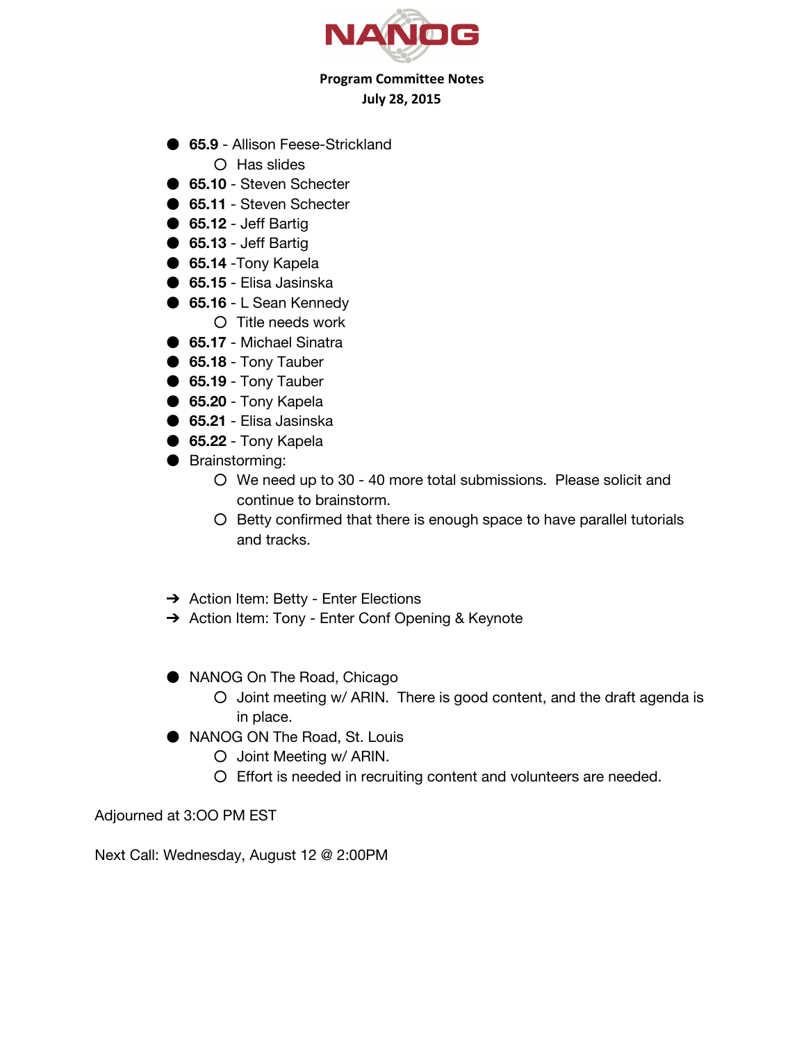**Program Committee Notes**
**July 28, 2015**

- **65.9** - Allison Feese-Strickland
  - Has slides
- **65.10** - Steven Schecter
- **65.11** - Steven Schecter
- **65.12** - Jeff Bartig
- **65.13** - Jeff Bartig
- **65.14** -Tony Kapela
- **65.15** - Elisa Jasinska
- **65.16** - L Sean Kennedy
  - Title needs work
- **65.17** - Michael Sinatra
- **65.18** - Tony Tauber
- **65.19** - Tony Tauber
- **65.20** - Tony Kapela
- **65.21** - Elisa Jasinska
- **65.22** - Tony Kapela
- Brainstorming:
  - We need up to 30 - 40 more total submissions. Please solicit and continue to brainstorm.
  - Betty confirmed that there is enough space to have parallel tutorials and tracks.

➔ Action Item: Betty - Enter Elections
➔ Action Item: Tony - Enter Conf Opening & Keynote

- NANOG On The Road, Chicago
  - Joint meeting w/ ARIN. There is good content, and the draft agenda is in place.
- NANOG ON The Road, St. Louis
  - Joint Meeting w/ ARIN.
  - Effort is needed in recruiting content and volunteers are needed.

Adjourned at 3:OO PM EST

Next Call: Wednesday, August 12 @ 2:00PM